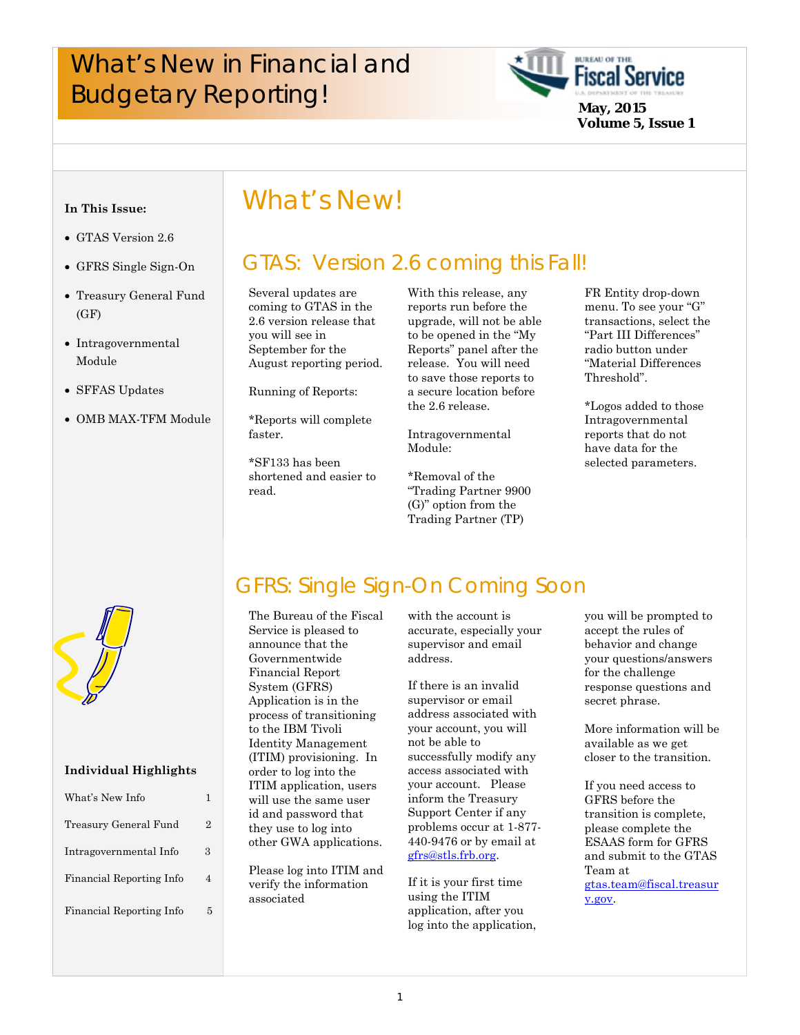# What's New in Financial and Budgetary Reporting!

**May, 2015**
**Volume 5, Issue 1**

**In This Issue:**

- GTAS Version 2.6
- GFRS Single Sign-On
- Treasury General Fund (GF)
- Intragovernmental Module
- SFFAS Updates
- OMB MAX-TFM Module

**Individual Highlights**

| | |
|---|---|
| What's New Info | 1 |
| Treasury General Fund | 2 |
| Intragovernmental Info | 3 |
| Financial Reporting Info | 4 |
| Financial Reporting Info | 5 |

# What's New!

## GTAS: Version 2.6 coming this Fall!

Several updates are coming to GTAS in the 2.6 version release that you will see in September for the August reporting period.

Running of Reports:

*Reports will complete faster.

*SF133 has been shortened and easier to read.

With this release, any reports run before the upgrade, will not be able to be opened in the "My Reports" panel after the release. You will need to save those reports to a secure location before the 2.6 release.

Intragovernmental Module:

*Removal of the "Trading Partner 9900 (G)" option from the Trading Partner (TP) FR Entity drop-down menu. To see your "G" transactions, select the "Part III Differences" radio button under "Material Differences Threshold".

*Logos added to those Intragovernmental reports that do not have data for the selected parameters.

## GFRS: Single Sign-On Coming Soon

The Bureau of the Fiscal Service is pleased to announce that the Governmentwide Financial Report System (GFRS) Application is in the process of transitioning to the IBM Tivoli Identity Management (ITIM) provisioning. In order to log into the ITIM application, users will use the same user id and password that they use to log into other GWA applications.

Please log into ITIM and verify the information associated with the account is accurate, especially your supervisor and email address.

If there is an invalid supervisor or email address associated with your account, you will not be able to successfully modify any access associated with your account. Please inform the Treasury Support Center if any problems occur at 1-877-440-9476 or by email at gfrs@stls.frb.org.

If it is your first time using the ITIM application, after you log into the application, you will be prompted to accept the rules of behavior and change your questions/answers for the challenge response questions and secret phrase.

More information will be available as we get closer to the transition.

If you need access to GFRS before the transition is complete, please complete the ESAAS form for GFRS and submit to the GTAS Team at gtas.team@fiscal.treasury.gov.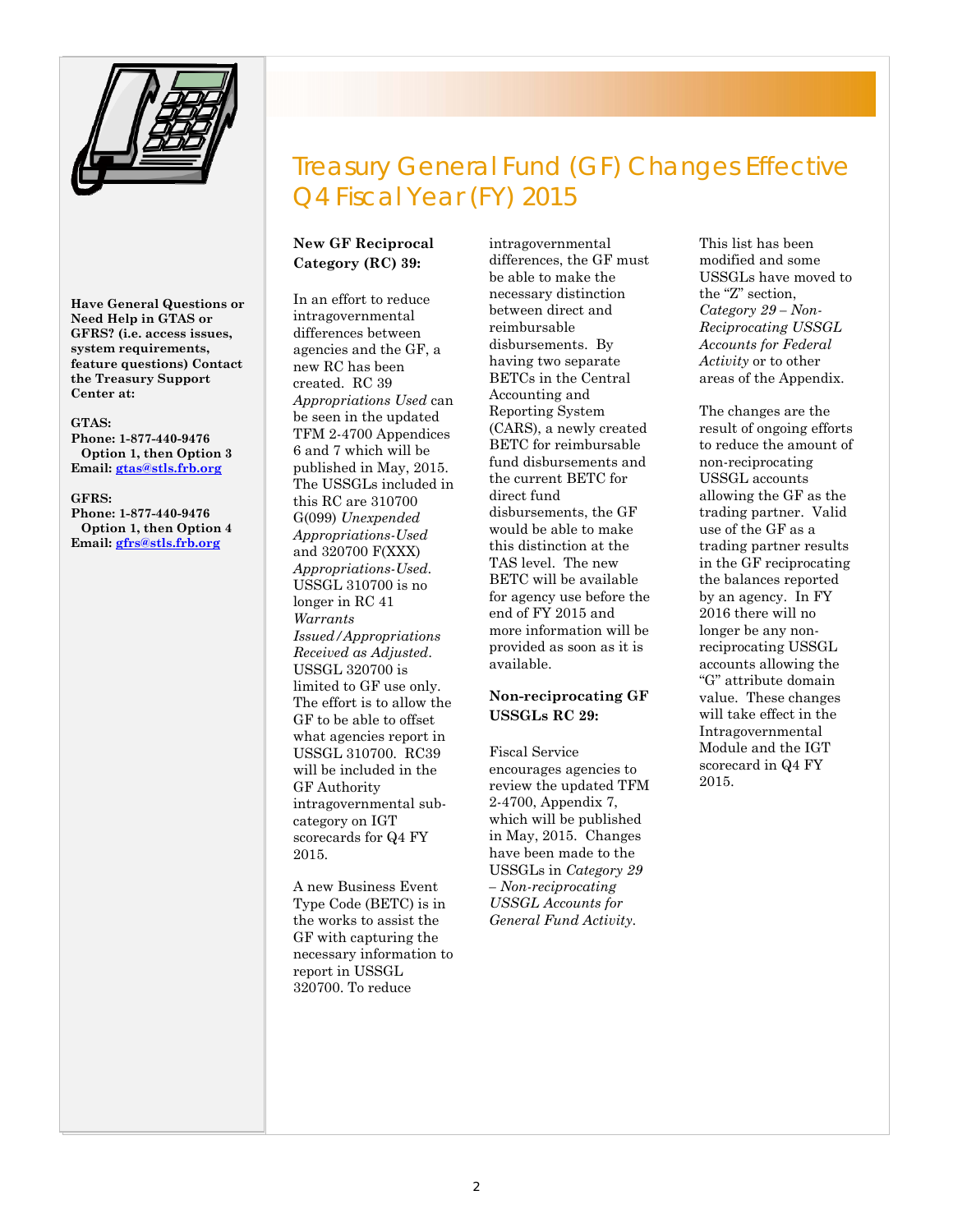**Have General Questions or Need Help in GTAS or GFRS? (i.e. access issues, system requirements, feature questions) Contact the Treasury Support Center at:**

**GTAS:**
**Phone: 1-877-440-9476**
**Option 1, then Option 3**
**Email: gtas@stls.frb.org**

**GFRS:**
**Phone: 1-877-440-9476**
**Option 1, then Option 4**
**Email: gfrs@stls.frb.org**

# Treasury General Fund (GF) Changes Effective Q4 Fiscal Year (FY) 2015

**New GF Reciprocal Category (RC) 39:**

In an effort to reduce intragovernmental differences between agencies and the GF, a new RC has been created. RC 39 *Appropriations Used* can be seen in the updated TFM 2-4700 Appendices 6 and 7 which will be published in May, 2015. The USSGLs included in this RC are 310700 G(099) *Unexpended Appropriations-Used* and 320700 F(XXX) *Appropriations-Used*. USSGL 310700 is no longer in RC 41 *Warrants Issued/Appropriations Received as Adjusted*. USSGL 320700 is limited to GF use only. The effort is to allow the GF to be able to offset what agencies report in USSGL 310700. RC39 will be included in the GF Authority intragovernmental sub-category on IGT scorecards for Q4 FY 2015.

A new Business Event Type Code (BETC) is in the works to assist the GF with capturing the necessary information to report in USSGL 320700. To reduce intragovernmental differences, the GF must be able to make the necessary distinction between direct and reimbursable disbursements. By having two separate BETCs in the Central Accounting and Reporting System (CARS), a newly created BETC for reimbursable fund disbursements and the current BETC for direct fund disbursements, the GF would be able to make this distinction at the TAS level. The new BETC will be available for agency use before the end of FY 2015 and more information will be provided as soon as it is available.

**Non-reciprocating GF USSGLs RC 29:**

Fiscal Service encourages agencies to review the updated TFM 2-4700, Appendix 7, which will be published in May, 2015. Changes have been made to the USSGLs in *Category 29 – Non-reciprocating USSGL Accounts for General Fund Activity*. This list has been modified and some USSGLs have moved to the “Z” section, *Category 29 – Non-Reciprocating USSGL Accounts for Federal Activity* or to other areas of the Appendix.

The changes are the result of ongoing efforts to reduce the amount of non-reciprocating USSGL accounts allowing the GF as the trading partner. Valid use of the GF as a trading partner results in the GF reciprocating the balances reported by an agency. In FY 2016 there will no longer be any non-reciprocating USSGL accounts allowing the “G” attribute domain value. These changes will take effect in the Intragovernmental Module and the IGT scorecard in Q4 FY 2015.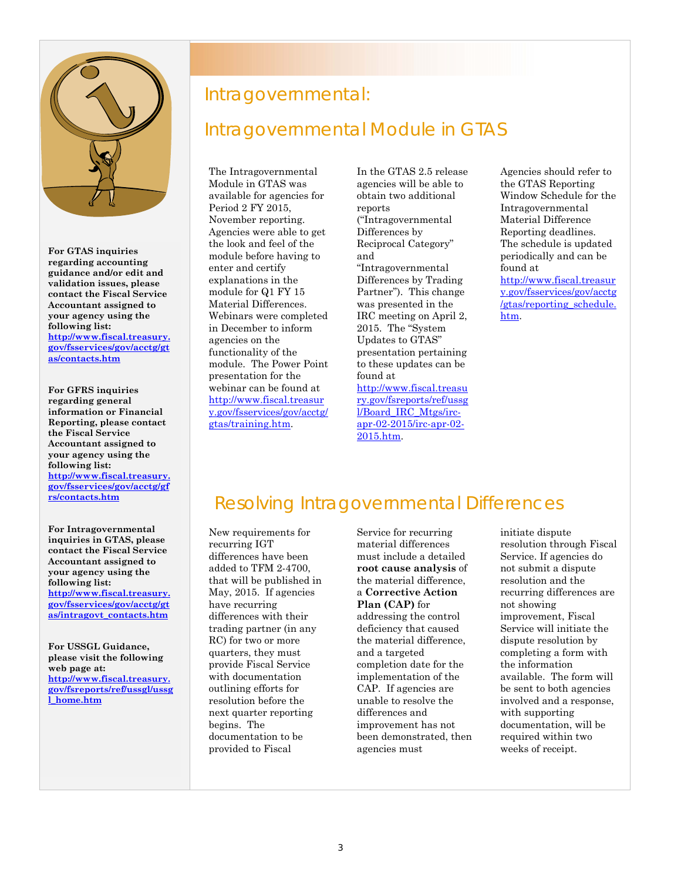**For GTAS inquiries regarding accounting guidance and/or edit and validation issues, please contact the Fiscal Service Accountant assigned to your agency using the following list: http://www.fiscal.treasury.gov/fsservices/gov/acctg/gtas/contacts.htm**

**For GFRS inquiries regarding general information or Financial Reporting, please contact the Fiscal Service Accountant assigned to your agency using the following list: http://www.fiscal.treasury.gov/fsservices/gov/acctg/gfrs/contacts.htm**

**For Intragovernmental inquiries in GTAS, please contact the Fiscal Service Accountant assigned to your agency using the following list: http://www.fiscal.treasury.gov/fsservices/gov/acctg/gtas/intragovt_contacts.htm**

**For USSGL Guidance, please visit the following web page at: http://www.fiscal.treasury.gov/fsreports/ref/ussgl/ussgl_home.htm**

# Intragovernmental:

## Intragovernmental Module in GTAS

The Intragovernmental Module in GTAS was available for agencies for Period 2 FY 2015, November reporting. Agencies were able to get the look and feel of the module before having to enter and certify explanations in the module for Q1 FY 15 Material Differences. Webinars were completed in December to inform agencies on the functionality of the module. The Power Point presentation for the webinar can be found at http://www.fiscal.treasury.gov/fsservices/gov/acctg/gtas/training.htm.

In the GTAS 2.5 release agencies will be able to obtain two additional reports ("Intragovernmental Differences by Reciprocal Category" and "Intragovernmental Differences by Trading Partner"). This change was presented in the IRC meeting on April 2, 2015. The "System Updates to GTAS" presentation pertaining to these updates can be found at http://www.fiscal.treasury.gov/fsreports/ref/ussgl/Board_IRC_Mtgs/irc-apr-02-2015/irc-apr-02-2015.htm.

Agencies should refer to the GTAS Reporting Window Schedule for the Intragovernmental Material Difference Reporting deadlines. The schedule is updated periodically and can be found at http://www.fiscal.treasury.gov/fsservices/gov/acctg/gtas/reporting_schedule.htm.

## Resolving Intragovernmental Differences

New requirements for recurring IGT differences have been added to TFM 2-4700, that will be published in May, 2015. If agencies have recurring differences with their trading partner (in any RC) for two or more quarters, they must provide Fiscal Service with documentation outlining efforts for resolution before the next quarter reporting begins. The documentation to be provided to Fiscal Service for recurring material differences must include a detailed **root cause analysis** of the material difference, a **Corrective Action Plan (CAP)** for addressing the control deficiency that caused the material difference, and a targeted completion date for the implementation of the CAP. If agencies are unable to resolve the differences and improvement has not been demonstrated, then agencies must initiate dispute resolution through Fiscal Service. If agencies do not submit a dispute resolution and the recurring differences are not showing improvement, Fiscal Service will initiate the dispute resolution by completing a form with the information available. The form will be sent to both agencies involved and a response, with supporting documentation, will be required within two weeks of receipt.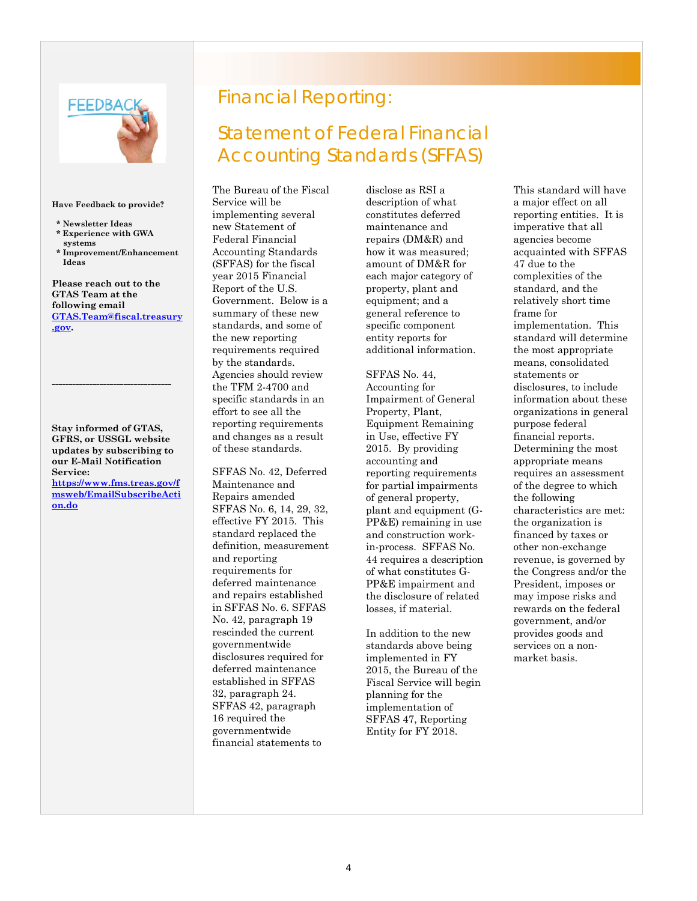**Have Feedback to provide?**

- **Newsletter Ideas**
- **Experience with GWA systems**
- **Improvement/Enhancement Ideas**

**Please reach out to the GTAS Team at the following email [GTAS.Team@fiscal.treasury.gov](mailto:GTAS.Team@fiscal.treasury.gov).**

---

**Stay informed of GTAS, GFRS, or USSGL website updates by subscribing to our E-Mail Notification Service: [https://www.fms.treas.gov/fmsweb/EmailSubscribeAction.do](https://www.fms.treas.gov/fmsweb/EmailSubscribeAction.do)**

# Financial Reporting:

## Statement of Federal Financial Accounting Standards (SFFAS)

The Bureau of the Fiscal Service will be implementing several new Statement of Federal Financial Accounting Standards (SFFAS) for the fiscal year 2015 Financial Report of the U.S. Government. Below is a summary of these new standards, and some of the new reporting requirements required by the standards. Agencies should review the TFM 2-4700 and specific standards in an effort to see all the reporting requirements and changes as a result of these standards.

SFFAS No. 42, Deferred Maintenance and Repairs amended SFFAS No. 6, 14, 29, 32, effective FY 2015. This standard replaced the definition, measurement and reporting requirements for deferred maintenance and repairs established in SFFAS No. 6. SFFAS No. 42, paragraph 19 rescinded the current governmentwide disclosures required for deferred maintenance established in SFFAS 32, paragraph 24. SFFAS 42, paragraph 16 required the governmentwide financial statements to disclose as RSI a description of what constitutes deferred maintenance and repairs (DM&R) and how it was measured; amount of DM&R for each major category of property, plant and equipment; and a general reference to specific component entity reports for additional information.

SFFAS No. 44, Accounting for Impairment of General Property, Plant, Equipment Remaining in Use, effective FY 2015. By providing accounting and reporting requirements for partial impairments of general property, plant and equipment (G-PP&E) remaining in use and construction work-in-process. SFFAS No. 44 requires a description of what constitutes G-PP&E impairment and the disclosure of related losses, if material.

In addition to the new standards above being implemented in FY 2015, the Bureau of the Fiscal Service will begin planning for the implementation of SFFAS 47, Reporting Entity for FY 2018.

This standard will have a major effect on all reporting entities. It is imperative that all agencies become acquainted with SFFAS 47 due to the complexities of the standard, and the relatively short time frame for implementation. This standard will determine the most appropriate means, consolidated statements or disclosures, to include information about these organizations in general purpose federal financial reports. Determining the most appropriate means requires an assessment of the degree to which the following characteristics are met: the organization is financed by taxes or other non-exchange revenue, is governed by the Congress and/or the President, imposes or may impose risks and rewards on the federal government, and/or provides goods and services on a non-market basis.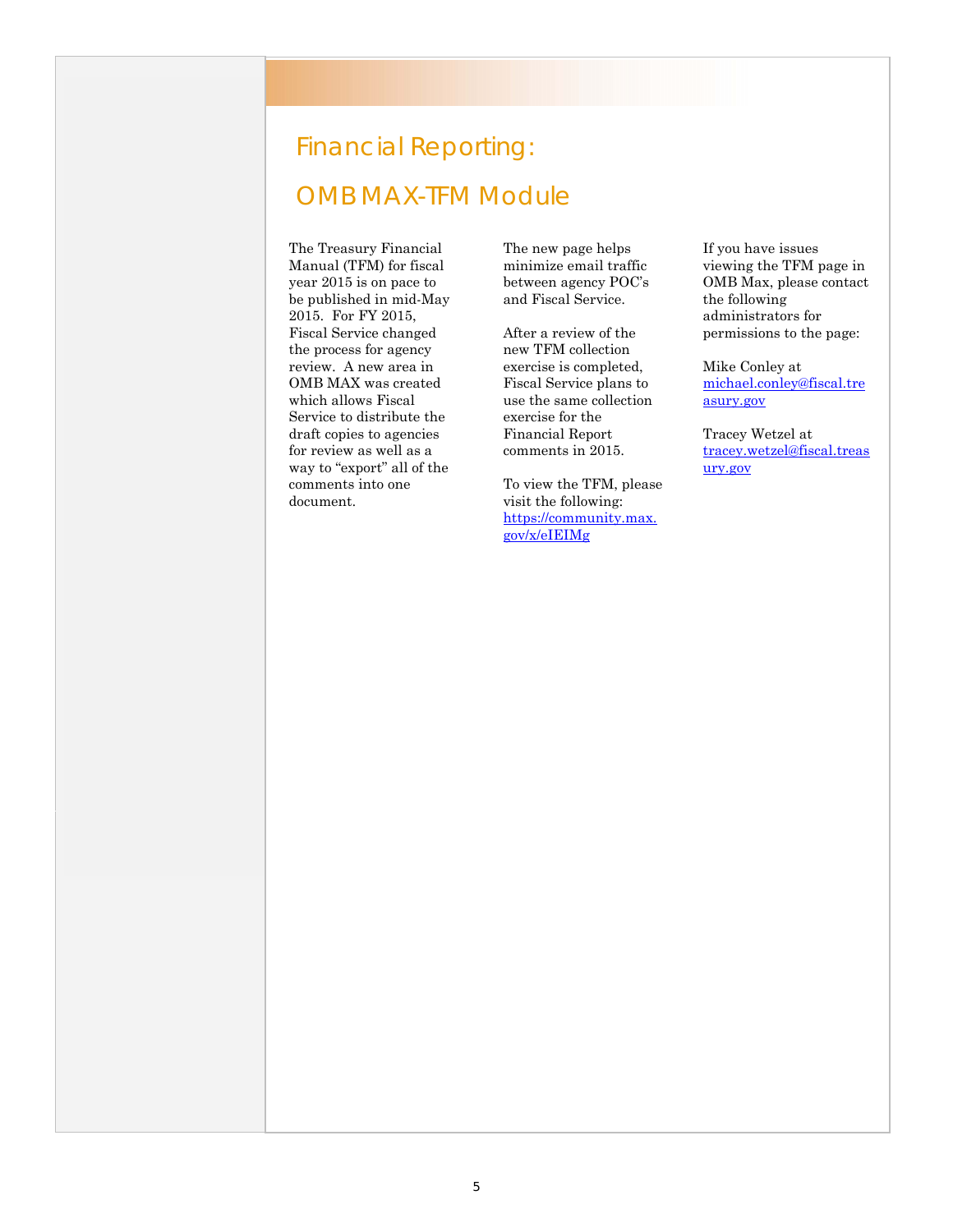# Financial Reporting:

# OMB MAX-TFM Module

The Treasury Financial Manual (TFM) for fiscal year 2015 is on pace to be published in mid-May 2015. For FY 2015, Fiscal Service changed the process for agency review. A new area in OMB MAX was created which allows Fiscal Service to distribute the draft copies to agencies for review as well as a way to "export" all of the comments into one document.

The new page helps minimize email traffic between agency POC's and Fiscal Service.

After a review of the new TFM collection exercise is completed, Fiscal Service plans to use the same collection exercise for the Financial Report comments in 2015.

To view the TFM, please visit the following: https://community.max.gov/x/eIEIMg

If you have issues viewing the TFM page in OMB Max, please contact the following administrators for permissions to the page:

Mike Conley at michael.conley@fiscal.treasury.gov

Tracey Wetzel at tracey.wetzel@fiscal.treasury.gov